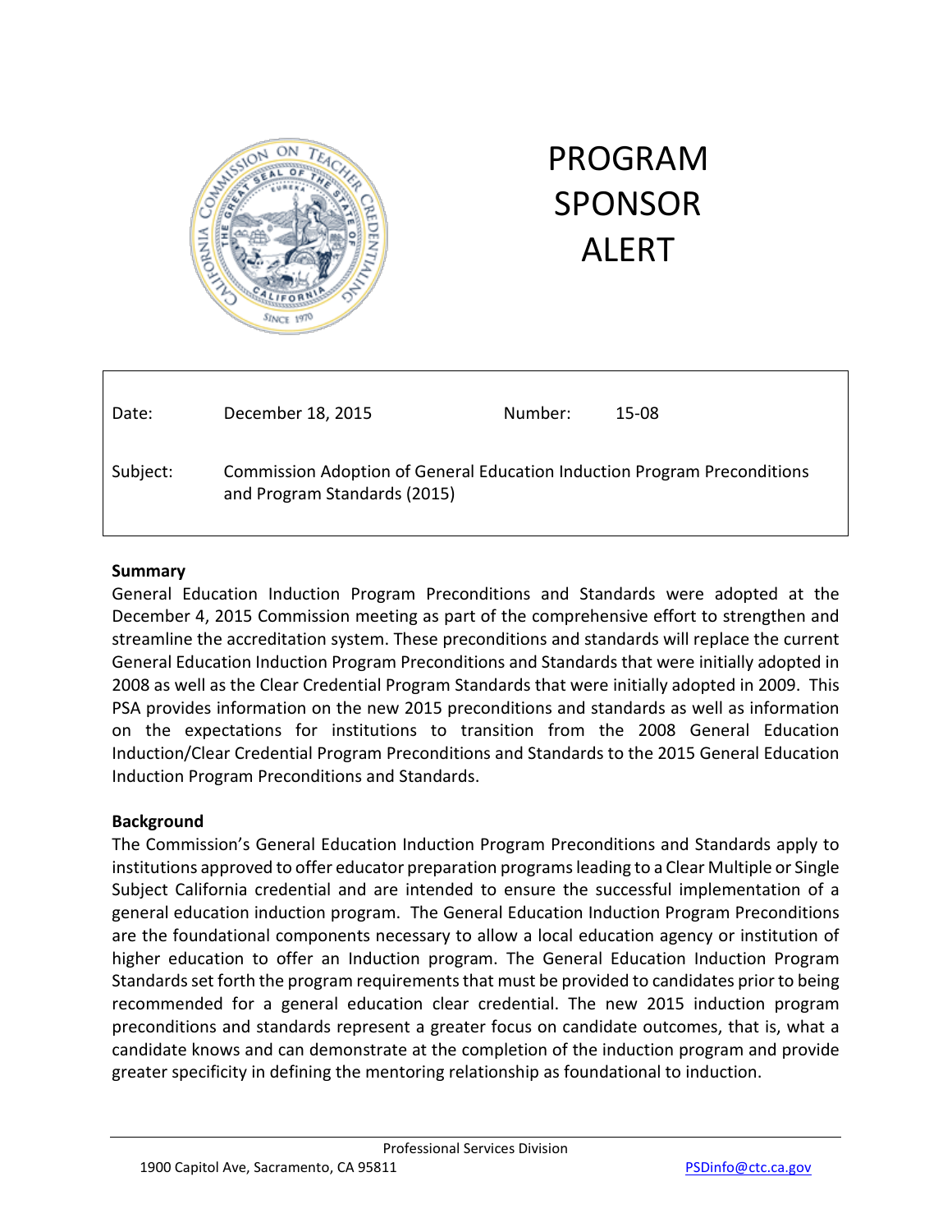# PROGRAM SPONSOR ALERT

| | | | |
|---|---|---|---|
| Date: | December 18, 2015 | Number: | 15-08 |
| Subject: | Commission Adoption of General Education Induction Program Preconditions and Program Standards (2015) | | |

**Summary**

General Education Induction Program Preconditions and Standards were adopted at the December 4, 2015 Commission meeting as part of the comprehensive effort to strengthen and streamline the accreditation system. These preconditions and standards will replace the current General Education Induction Program Preconditions and Standards that were initially adopted in 2008 as well as the Clear Credential Program Standards that were initially adopted in 2009. This PSA provides information on the new 2015 preconditions and standards as well as information on the expectations for institutions to transition from the 2008 General Education Induction/Clear Credential Program Preconditions and Standards to the 2015 General Education Induction Program Preconditions and Standards.

**Background**

The Commission's General Education Induction Program Preconditions and Standards apply to institutions approved to offer educator preparation programs leading to a Clear Multiple or Single Subject California credential and are intended to ensure the successful implementation of a general education induction program. The General Education Induction Program Preconditions are the foundational components necessary to allow a local education agency or institution of higher education to offer an Induction program. The General Education Induction Program Standards set forth the program requirements that must be provided to candidates prior to being recommended for a general education clear credential. The new 2015 induction program preconditions and standards represent a greater focus on candidate outcomes, that is, what a candidate knows and can demonstrate at the completion of the induction program and provide greater specificity in defining the mentoring relationship as foundational to induction.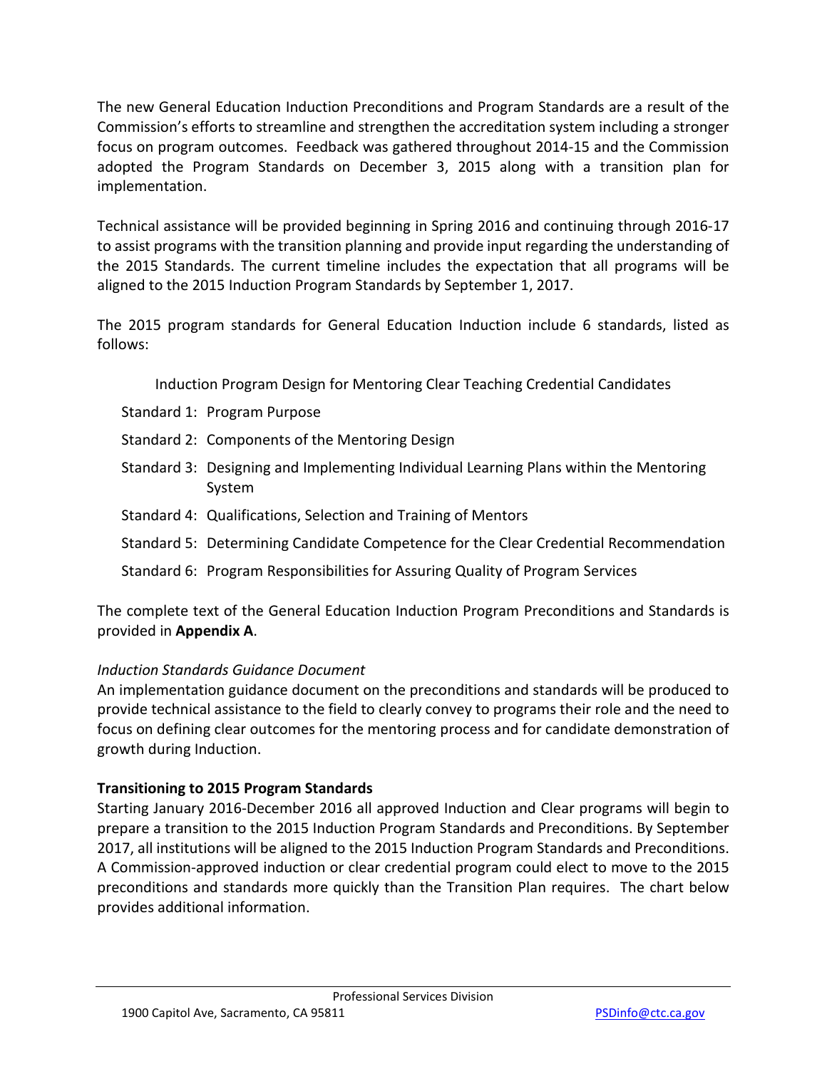The new General Education Induction Preconditions and Program Standards are a result of the Commission's efforts to streamline and strengthen the accreditation system including a stronger focus on program outcomes. Feedback was gathered throughout 2014-15 and the Commission adopted the Program Standards on December 3, 2015 along with a transition plan for implementation.

Technical assistance will be provided beginning in Spring 2016 and continuing through 2016-17 to assist programs with the transition planning and provide input regarding the understanding of the 2015 Standards. The current timeline includes the expectation that all programs will be aligned to the 2015 Induction Program Standards by September 1, 2017.

The 2015 program standards for General Education Induction include 6 standards, listed as follows:

Induction Program Design for Mentoring Clear Teaching Credential Candidates

- Standard 1: Program Purpose
- Standard 2: Components of the Mentoring Design
- Standard 3: Designing and Implementing Individual Learning Plans within the Mentoring System
- Standard 4: Qualifications, Selection and Training of Mentors
- Standard 5: Determining Candidate Competence for the Clear Credential Recommendation
- Standard 6: Program Responsibilities for Assuring Quality of Program Services

The complete text of the General Education Induction Program Preconditions and Standards is provided in **Appendix A**.

*Induction Standards Guidance Document*

An implementation guidance document on the preconditions and standards will be produced to provide technical assistance to the field to clearly convey to programs their role and the need to focus on defining clear outcomes for the mentoring process and for candidate demonstration of growth during Induction.

**Transitioning to 2015 Program Standards**

Starting January 2016-December 2016 all approved Induction and Clear programs will begin to prepare a transition to the 2015 Induction Program Standards and Preconditions. By September 2017, all institutions will be aligned to the 2015 Induction Program Standards and Preconditions. A Commission-approved induction or clear credential program could elect to move to the 2015 preconditions and standards more quickly than the Transition Plan requires. The chart below provides additional information.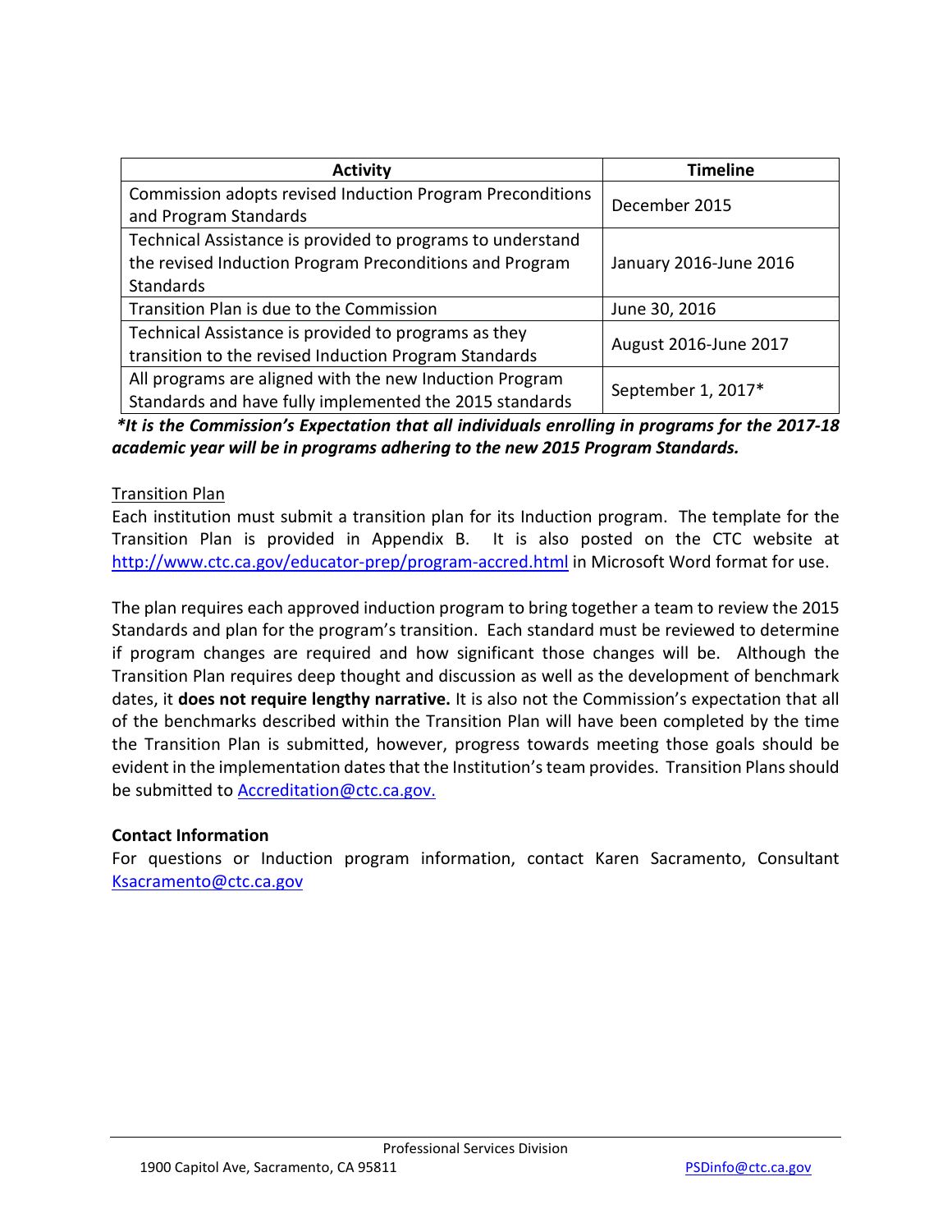| Activity | Timeline |
|---|---|
| Commission adopts revised Induction Program Preconditions and Program Standards | December 2015 |
| Technical Assistance is provided to programs to understand the revised Induction Program Preconditions and Program Standards | January 2016-June 2016 |
| Transition Plan is due to the Commission | June 30, 2016 |
| Technical Assistance is provided to programs as they transition to the revised Induction Program Standards | August 2016-June 2017 |
| All programs are aligned with the new Induction Program Standards and have fully implemented the 2015 standards | September 1, 2017* |

***It is the Commission's Expectation that all individuals enrolling in programs for the 2017-18 academic year will be in programs adhering to the new 2015 Program Standards.***

Transition Plan

Each institution must submit a transition plan for its Induction program. The template for the Transition Plan is provided in Appendix B. It is also posted on the CTC website at http://www.ctc.ca.gov/educator-prep/program-accred.html in Microsoft Word format for use.

The plan requires each approved induction program to bring together a team to review the 2015 Standards and plan for the program's transition. Each standard must be reviewed to determine if program changes are required and how significant those changes will be. Although the Transition Plan requires deep thought and discussion as well as the development of benchmark dates, it **does not require lengthy narrative.** It is also not the Commission's expectation that all of the benchmarks described within the Transition Plan will have been completed by the time the Transition Plan is submitted, however, progress towards meeting those goals should be evident in the implementation dates that the Institution's team provides. Transition Plans should be submitted to Accreditation@ctc.ca.gov.

**Contact Information**

For questions or Induction program information, contact Karen Sacramento, Consultant Ksacramento@ctc.ca.gov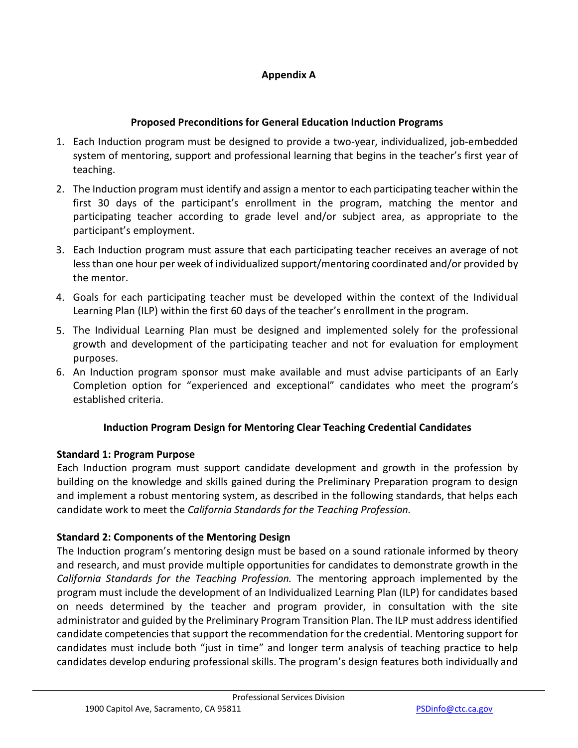## Appendix A

### Proposed Preconditions for General Education Induction Programs

1. Each Induction program must be designed to provide a two-year, individualized, job-embedded system of mentoring, support and professional learning that begins in the teacher's first year of teaching.
2. The Induction program must identify and assign a mentor to each participating teacher within the first 30 days of the participant's enrollment in the program, matching the mentor and participating teacher according to grade level and/or subject area, as appropriate to the participant's employment.
3. Each Induction program must assure that each participating teacher receives an average of not less than one hour per week of individualized support/mentoring coordinated and/or provided by the mentor.
4. Goals for each participating teacher must be developed within the context of the Individual Learning Plan (ILP) within the first 60 days of the teacher's enrollment in the program.
5. The Individual Learning Plan must be designed and implemented solely for the professional growth and development of the participating teacher and not for evaluation for employment purposes.
6. An Induction program sponsor must make available and must advise participants of an Early Completion option for "experienced and exceptional" candidates who meet the program's established criteria.

### Induction Program Design for Mentoring Clear Teaching Credential Candidates

**Standard 1: Program Purpose**

Each Induction program must support candidate development and growth in the profession by building on the knowledge and skills gained during the Preliminary Preparation program to design and implement a robust mentoring system, as described in the following standards, that helps each candidate work to meet the *California Standards for the Teaching Profession.*

**Standard 2: Components of the Mentoring Design**

The Induction program's mentoring design must be based on a sound rationale informed by theory and research, and must provide multiple opportunities for candidates to demonstrate growth in the *California Standards for the Teaching Profession.* The mentoring approach implemented by the program must include the development of an Individualized Learning Plan (ILP) for candidates based on needs determined by the teacher and program provider, in consultation with the site administrator and guided by the Preliminary Program Transition Plan. The ILP must address identified candidate competencies that support the recommendation for the credential. Mentoring support for candidates must include both "just in time" and longer term analysis of teaching practice to help candidates develop enduring professional skills. The program's design features both individually and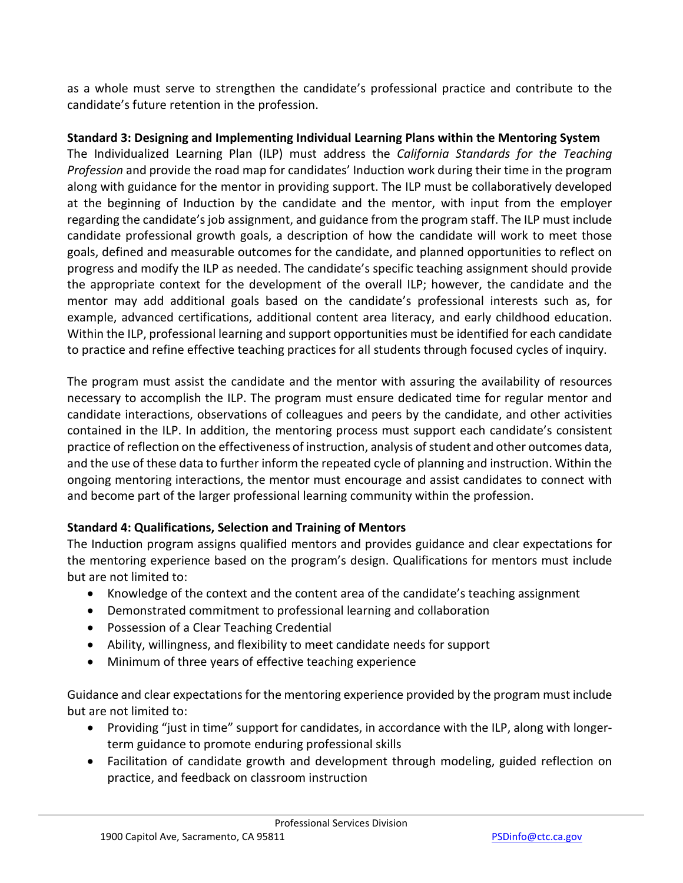as a whole must serve to strengthen the candidate's professional practice and contribute to the candidate's future retention in the profession.

**Standard 3: Designing and Implementing Individual Learning Plans within the Mentoring System**

The Individualized Learning Plan (ILP) must address the *California Standards for the Teaching Profession* and provide the road map for candidates' Induction work during their time in the program along with guidance for the mentor in providing support. The ILP must be collaboratively developed at the beginning of Induction by the candidate and the mentor, with input from the employer regarding the candidate's job assignment, and guidance from the program staff. The ILP must include candidate professional growth goals, a description of how the candidate will work to meet those goals, defined and measurable outcomes for the candidate, and planned opportunities to reflect on progress and modify the ILP as needed. The candidate's specific teaching assignment should provide the appropriate context for the development of the overall ILP; however, the candidate and the mentor may add additional goals based on the candidate's professional interests such as, for example, advanced certifications, additional content area literacy, and early childhood education. Within the ILP, professional learning and support opportunities must be identified for each candidate to practice and refine effective teaching practices for all students through focused cycles of inquiry.

The program must assist the candidate and the mentor with assuring the availability of resources necessary to accomplish the ILP. The program must ensure dedicated time for regular mentor and candidate interactions, observations of colleagues and peers by the candidate, and other activities contained in the ILP. In addition, the mentoring process must support each candidate's consistent practice of reflection on the effectiveness of instruction, analysis of student and other outcomes data, and the use of these data to further inform the repeated cycle of planning and instruction. Within the ongoing mentoring interactions, the mentor must encourage and assist candidates to connect with and become part of the larger professional learning community within the profession.

**Standard 4: Qualifications, Selection and Training of Mentors**

The Induction program assigns qualified mentors and provides guidance and clear expectations for the mentoring experience based on the program's design. Qualifications for mentors must include but are not limited to:

- Knowledge of the context and the content area of the candidate's teaching assignment
- Demonstrated commitment to professional learning and collaboration
- Possession of a Clear Teaching Credential
- Ability, willingness, and flexibility to meet candidate needs for support
- Minimum of three years of effective teaching experience

Guidance and clear expectations for the mentoring experience provided by the program must include but are not limited to:

- Providing "just in time" support for candidates, in accordance with the ILP, along with longer-term guidance to promote enduring professional skills
- Facilitation of candidate growth and development through modeling, guided reflection on practice, and feedback on classroom instruction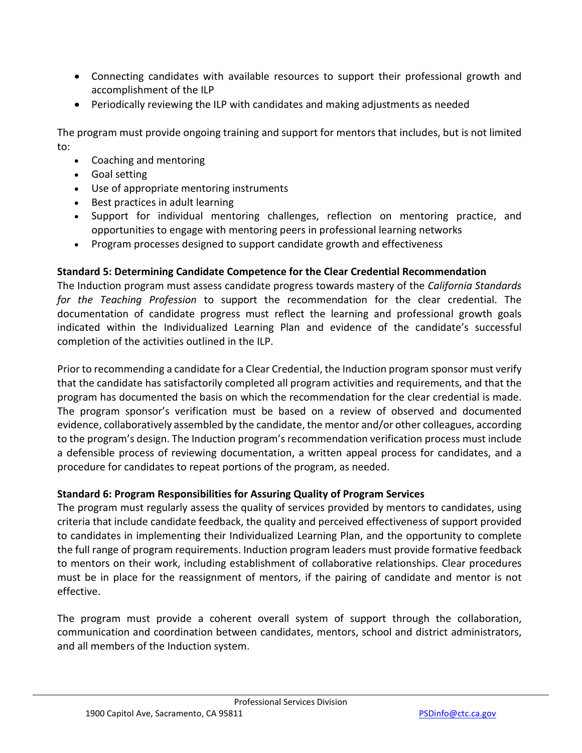- Connecting candidates with available resources to support their professional growth and accomplishment of the ILP
- Periodically reviewing the ILP with candidates and making adjustments as needed

The program must provide ongoing training and support for mentors that includes, but is not limited to:

- Coaching and mentoring
- Goal setting
- Use of appropriate mentoring instruments
- Best practices in adult learning
- Support for individual mentoring challenges, reflection on mentoring practice, and opportunities to engage with mentoring peers in professional learning networks
- Program processes designed to support candidate growth and effectiveness

**Standard 5: Determining Candidate Competence for the Clear Credential Recommendation**

The Induction program must assess candidate progress towards mastery of the *California Standards for the Teaching Profession* to support the recommendation for the clear credential. The documentation of candidate progress must reflect the learning and professional growth goals indicated within the Individualized Learning Plan and evidence of the candidate's successful completion of the activities outlined in the ILP.

Prior to recommending a candidate for a Clear Credential, the Induction program sponsor must verify that the candidate has satisfactorily completed all program activities and requirements, and that the program has documented the basis on which the recommendation for the clear credential is made. The program sponsor's verification must be based on a review of observed and documented evidence, collaboratively assembled by the candidate, the mentor and/or other colleagues, according to the program's design. The Induction program's recommendation verification process must include a defensible process of reviewing documentation, a written appeal process for candidates, and a procedure for candidates to repeat portions of the program, as needed.

**Standard 6: Program Responsibilities for Assuring Quality of Program Services**

The program must regularly assess the quality of services provided by mentors to candidates, using criteria that include candidate feedback, the quality and perceived effectiveness of support provided to candidates in implementing their Individualized Learning Plan, and the opportunity to complete the full range of program requirements. Induction program leaders must provide formative feedback to mentors on their work, including establishment of collaborative relationships. Clear procedures must be in place for the reassignment of mentors, if the pairing of candidate and mentor is not effective.

The program must provide a coherent overall system of support through the collaboration, communication and coordination between candidates, mentors, school and district administrators, and all members of the Induction system.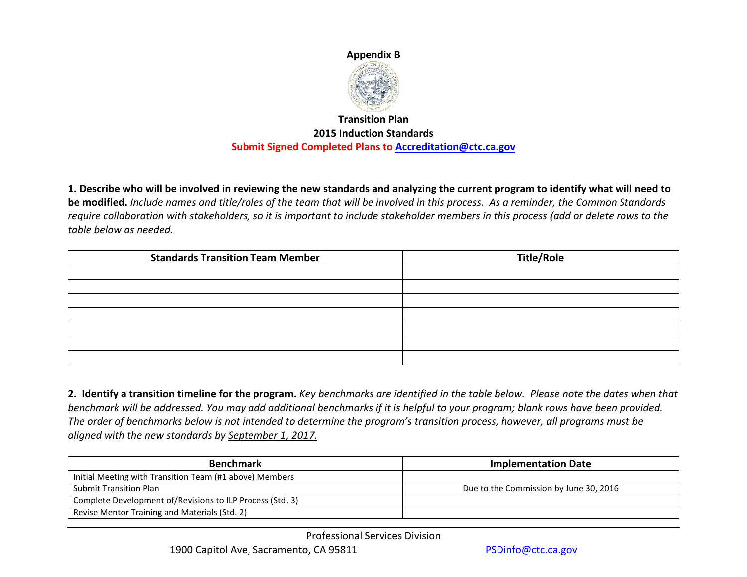**Appendix B**

**Transition Plan**
**2015 Induction Standards**
**Submit Signed Completed Plans to Accreditation@ctc.ca.gov**

**1. Describe who will be involved in reviewing the new standards and analyzing the current program to identify what will need to be modified.** *Include names and title/roles of the team that will be involved in this process. As a reminder, the Common Standards require collaboration with stakeholders, so it is important to include stakeholder members in this process (add or delete rows to the table below as needed.*

| Standards Transition Team Member | Title/Role |
|---|---|
| | |
| | |
| | |
| | |
| | |
| | |
| | |

**2. Identify a transition timeline for the program.** *Key benchmarks are identified in the table below. Please note the dates when that benchmark will be addressed. You may add additional benchmarks if it is helpful to your program; blank rows have been provided. The order of benchmarks below is not intended to determine the program's transition process, however, all programs must be aligned with the new standards by September 1, 2017.*

| Benchmark | Implementation Date |
|---|---|
| Initial Meeting with Transition Team (#1 above) Members | |
| Submit Transition Plan | Due to the Commission by June 30, 2016 |
| Complete Development of/Revisions to ILP Process (Std. 3) | |
| Revise Mentor Training and Materials (Std. 2) | |

Professional Services Division
1900 Capitol Ave, Sacramento, CA 95811 PSDinfo@ctc.ca.gov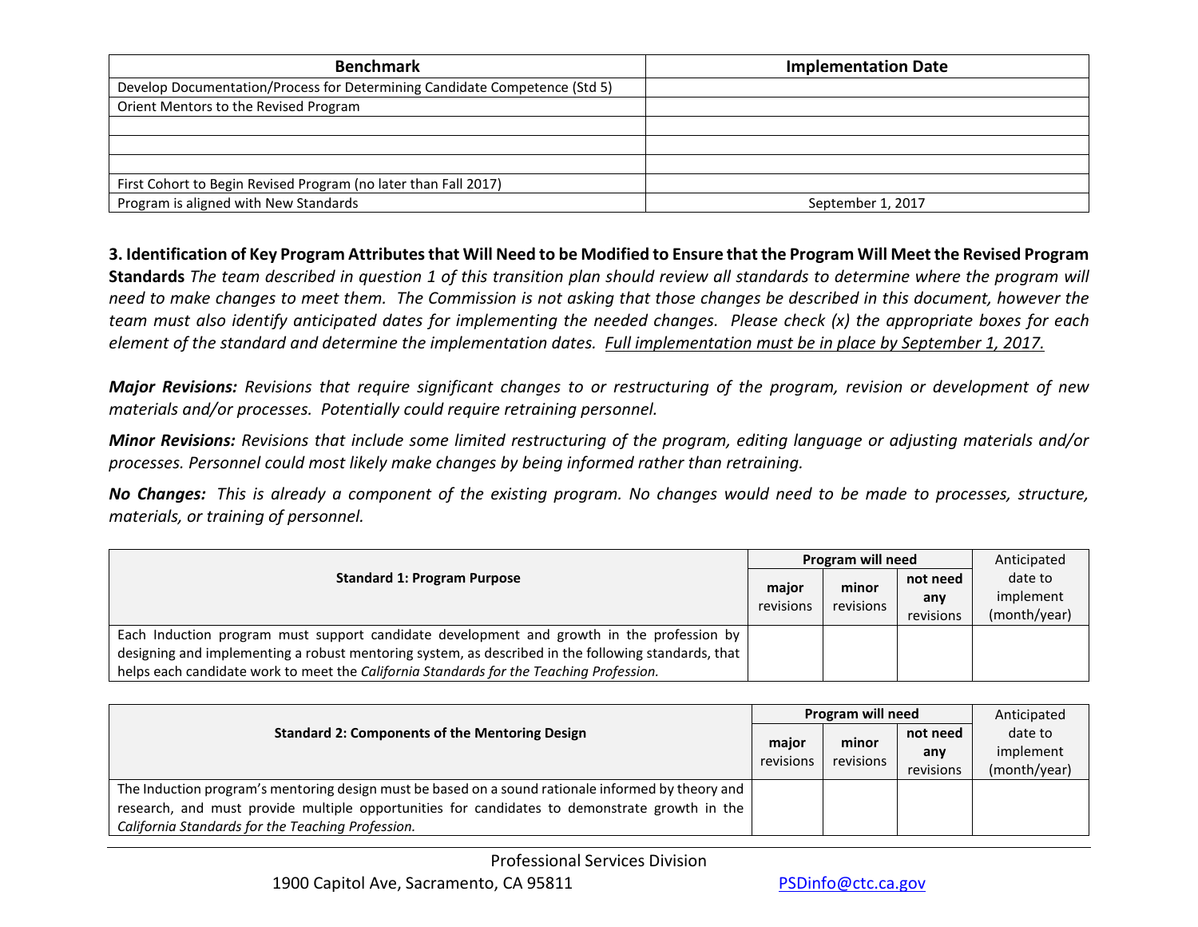| Benchmark | Implementation Date |
| --- | --- |
| Develop Documentation/Process for Determining Candidate Competence (Std 5) | |
| Orient Mentors to the Revised Program | |
| | |
| | |
| | |
| First Cohort to Begin Revised Program (no later than Fall 2017) | |
| Program is aligned with New Standards | September 1, 2017 |

**3. Identification of Key Program Attributes that Will Need to be Modified to Ensure that the Program Will Meet the Revised Program Standards** *The team described in question 1 of this transition plan should review all standards to determine where the program will need to make changes to meet them. The Commission is not asking that those changes be described in this document, however the team must also identify anticipated dates for implementing the needed changes. Please check (x) the appropriate boxes for each element of the standard and determine the implementation dates. <u>Full implementation must be in place by September 1, 2017.</u>*

***Major Revisions:*** *Revisions that require significant changes to or restructuring of the program, revision or development of new materials and/or processes. Potentially could require retraining personnel.*

***Minor Revisions:*** *Revisions that include some limited restructuring of the program, editing language or adjusting materials and/or processes. Personnel could most likely make changes by being informed rather than retraining.*

***No Changes:*** *This is already a component of the existing program. No changes would need to be made to processes, structure, materials, or training of personnel.*

| **Standard 1: Program Purpose** | **Program will need** | | | Anticipated date to implement (month/year) |
| --- | --- | --- | --- | --- |
| | **major** revisions | **minor** revisions | **not need any** revisions | |
| Each Induction program must support candidate development and growth in the profession by designing and implementing a robust mentoring system, as described in the following standards, that helps each candidate work to meet the *California Standards for the Teaching Profession.* | | | | |

| **Standard 2: Components of the Mentoring Design** | **Program will need** | | | Anticipated date to implement (month/year) |
| --- | --- | --- | --- | --- |
| | **major** revisions | **minor** revisions | **not need any** revisions | |
| The Induction program's mentoring design must be based on a sound rationale informed by theory and research, and must provide multiple opportunities for candidates to demonstrate growth in the *California Standards for the Teaching Profession.* | | | | |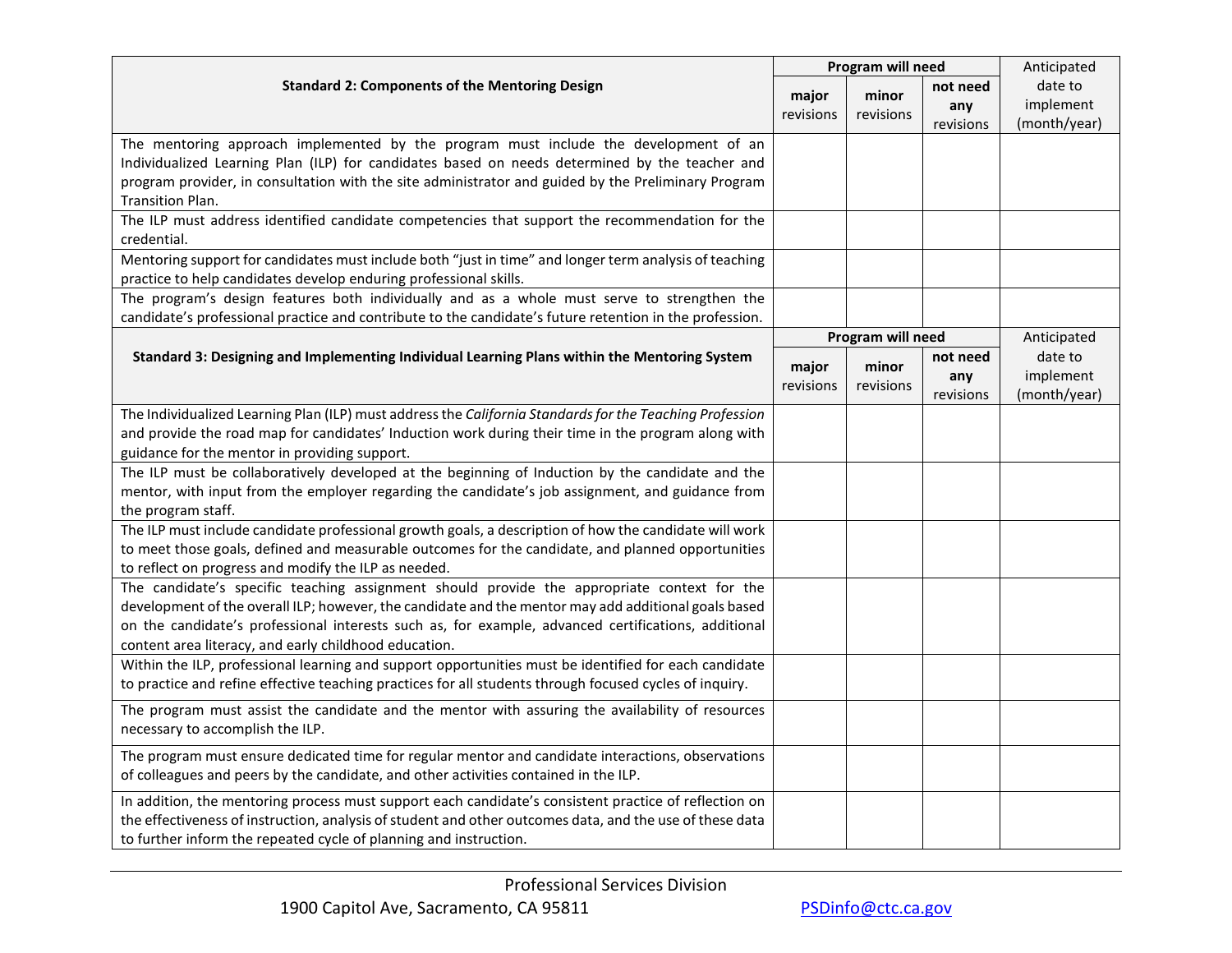| Standard 2: Components of the Mentoring Design | Program will need | | | Anticipated date to implement (month/year) |
|---|---|---|---|---|
| | **major** revisions | **minor** revisions | **not need any** revisions | |
| The mentoring approach implemented by the program must include the development of an Individualized Learning Plan (ILP) for candidates based on needs determined by the teacher and program provider, in consultation with the site administrator and guided by the Preliminary Program Transition Plan. | | | | |
| The ILP must address identified candidate competencies that support the recommendation for the credential. | | | | |
| Mentoring support for candidates must include both "just in time" and longer term analysis of teaching practice to help candidates develop enduring professional skills. | | | | |
| The program's design features both individually and as a whole must serve to strengthen the candidate's professional practice and contribute to the candidate's future retention in the profession. | | | | |

| Standard 3: Designing and Implementing Individual Learning Plans within the Mentoring System | Program will need | | | Anticipated date to implement (month/year) |
|---|---|---|---|---|
| | **major** revisions | **minor** revisions | **not need any** revisions | |
| The Individualized Learning Plan (ILP) must address the *California Standards for the Teaching Profession* and provide the road map for candidates' Induction work during their time in the program along with guidance for the mentor in providing support. | | | | |
| The ILP must be collaboratively developed at the beginning of Induction by the candidate and the mentor, with input from the employer regarding the candidate's job assignment, and guidance from the program staff. | | | | |
| The ILP must include candidate professional growth goals, a description of how the candidate will work to meet those goals, defined and measurable outcomes for the candidate, and planned opportunities to reflect on progress and modify the ILP as needed. | | | | |
| The candidate's specific teaching assignment should provide the appropriate context for the development of the overall ILP; however, the candidate and the mentor may add additional goals based on the candidate's professional interests such as, for example, advanced certifications, additional content area literacy, and early childhood education. | | | | |
| Within the ILP, professional learning and support opportunities must be identified for each candidate to practice and refine effective teaching practices for all students through focused cycles of inquiry. | | | | |
| The program must assist the candidate and the mentor with assuring the availability of resources necessary to accomplish the ILP. | | | | |
| The program must ensure dedicated time for regular mentor and candidate interactions, observations of colleagues and peers by the candidate, and other activities contained in the ILP. | | | | |
| In addition, the mentoring process must support each candidate's consistent practice of reflection on the effectiveness of instruction, analysis of student and other outcomes data, and the use of these data to further inform the repeated cycle of planning and instruction. | | | | |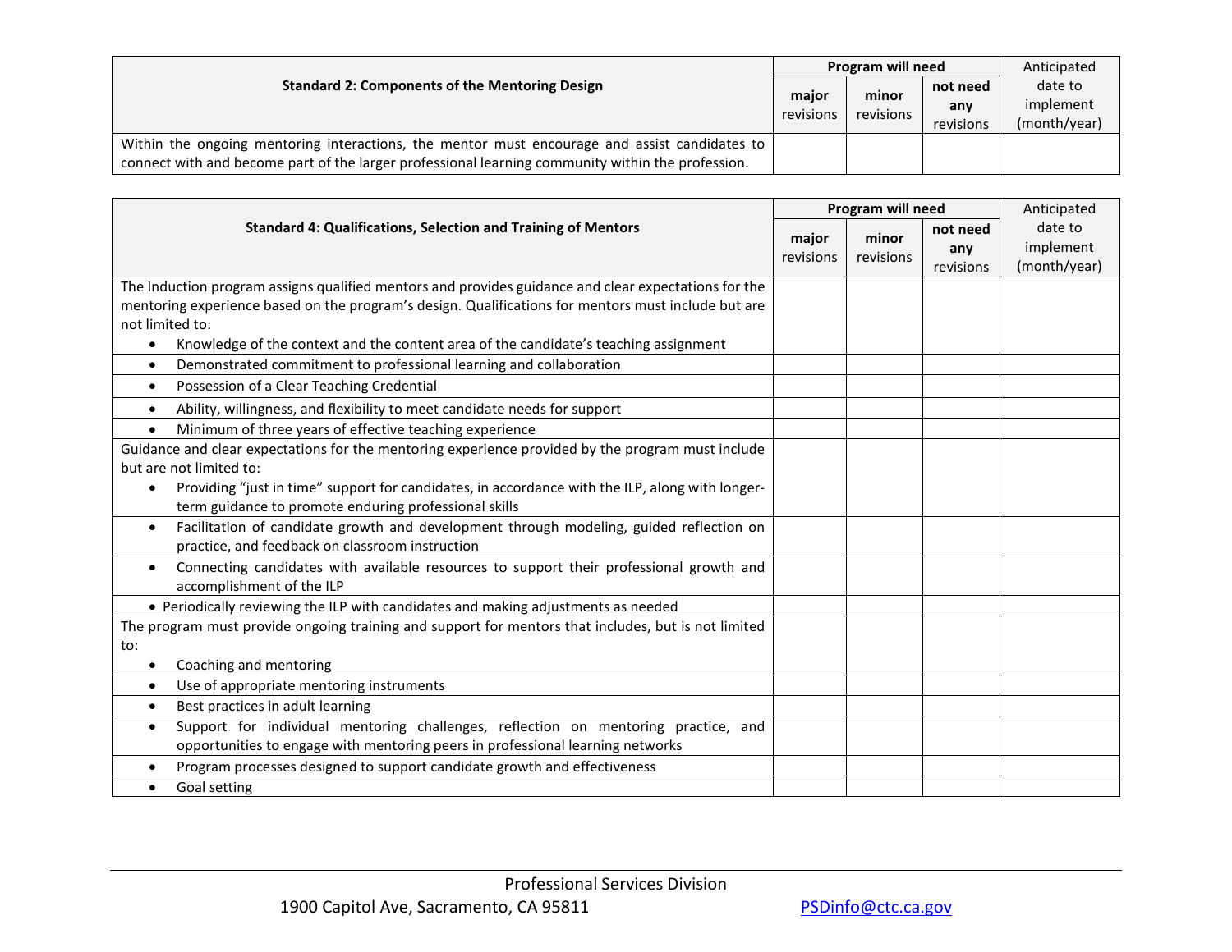| Standard 2: Components of the Mentoring Design | Program will need | | | Anticipated date to implement (month/year) |
|---|---|---|---|---|
| | **major** revisions | **minor** revisions | **not need any** revisions | |
| Within the ongoing mentoring interactions, the mentor must encourage and assist candidates to connect with and become part of the larger professional learning community within the profession. | | | | |

| Standard 4: Qualifications, Selection and Training of Mentors | Program will need | | | Anticipated date to implement (month/year) |
|---|---|---|---|---|
| | **major** revisions | **minor** revisions | **not need any** revisions | |
| The Induction program assigns qualified mentors and provides guidance and clear expectations for the mentoring experience based on the program's design. Qualifications for mentors must include but are not limited to: <br>• Knowledge of the context and the content area of the candidate's teaching assignment | | | | |
| • Demonstrated commitment to professional learning and collaboration | | | | |
| • Possession of a Clear Teaching Credential | | | | |
| • Ability, willingness, and flexibility to meet candidate needs for support | | | | |
| • Minimum of three years of effective teaching experience | | | | |
| Guidance and clear expectations for the mentoring experience provided by the program must include but are not limited to: <br>• Providing "just in time" support for candidates, in accordance with the ILP, along with longer-term guidance to promote enduring professional skills | | | | |
| • Facilitation of candidate growth and development through modeling, guided reflection on practice, and feedback on classroom instruction | | | | |
| • Connecting candidates with available resources to support their professional growth and accomplishment of the ILP | | | | |
| • Periodically reviewing the ILP with candidates and making adjustments as needed | | | | |
| The program must provide ongoing training and support for mentors that includes, but is not limited to: <br>• Coaching and mentoring | | | | |
| • Use of appropriate mentoring instruments | | | | |
| • Best practices in adult learning | | | | |
| • Support for individual mentoring challenges, reflection on mentoring practice, and opportunities to engage with mentoring peers in professional learning networks | | | | |
| • Program processes designed to support candidate growth and effectiveness | | | | |
| • Goal setting | | | | |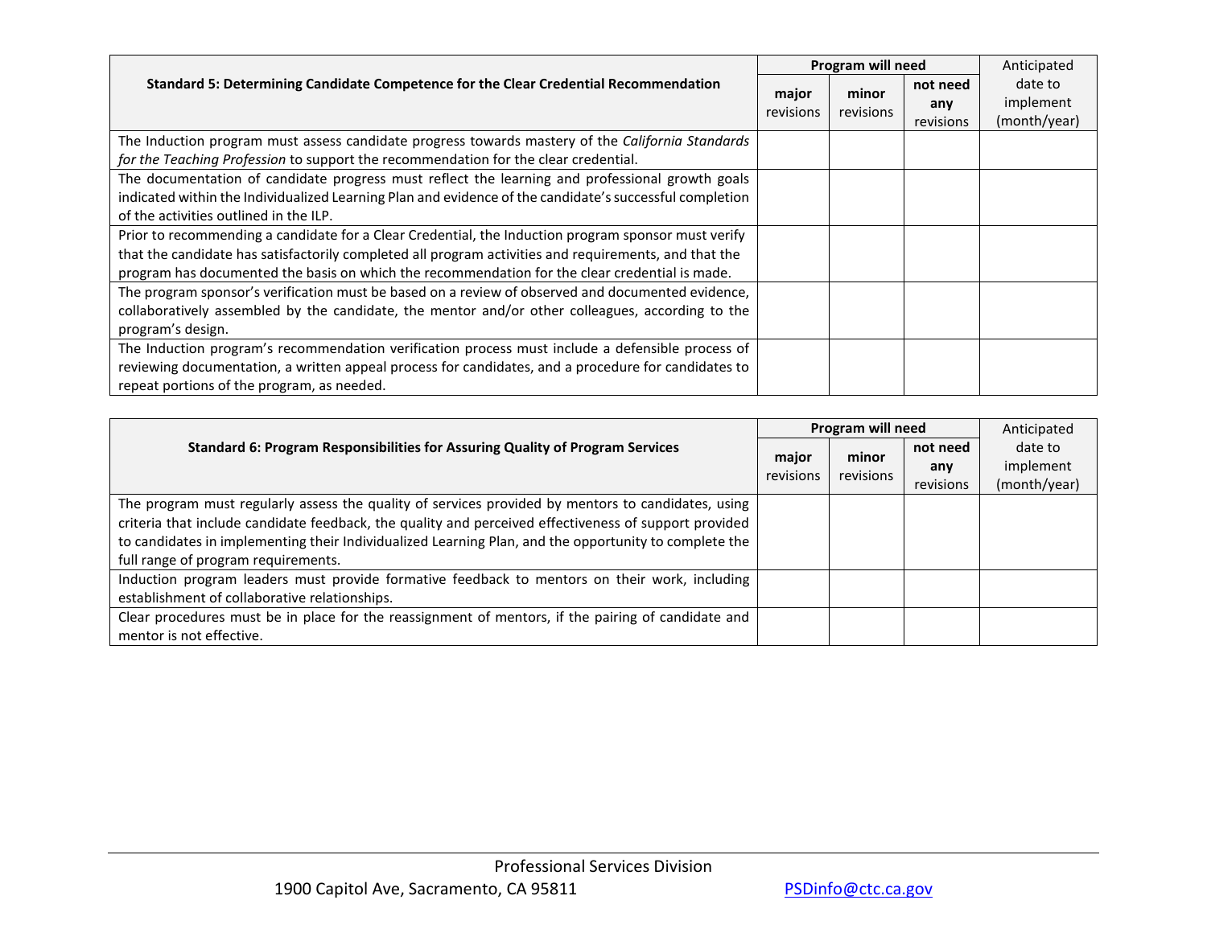| Standard 5: Determining Candidate Competence for the Clear Credential Recommendation | Program will need | | | Anticipated date to implement (month/year) |
|---|---|---|---|---|
| | **major** revisions | **minor** revisions | **not need any** revisions | |
| The Induction program must assess candidate progress towards mastery of the *California Standards for the Teaching Profession* to support the recommendation for the clear credential. | | | | |
| The documentation of candidate progress must reflect the learning and professional growth goals indicated within the Individualized Learning Plan and evidence of the candidate's successful completion of the activities outlined in the ILP. | | | | |
| Prior to recommending a candidate for a Clear Credential, the Induction program sponsor must verify that the candidate has satisfactorily completed all program activities and requirements, and that the program has documented the basis on which the recommendation for the clear credential is made. | | | | |
| The program sponsor's verification must be based on a review of observed and documented evidence, collaboratively assembled by the candidate, the mentor and/or other colleagues, according to the program's design. | | | | |
| The Induction program's recommendation verification process must include a defensible process of reviewing documentation, a written appeal process for candidates, and a procedure for candidates to repeat portions of the program, as needed. | | | | |

| Standard 6: Program Responsibilities for Assuring Quality of Program Services | Program will need | | | Anticipated date to implement (month/year) |
|---|---|---|---|---|
| | **major** revisions | **minor** revisions | **not need any** revisions | |
| The program must regularly assess the quality of services provided by mentors to candidates, using criteria that include candidate feedback, the quality and perceived effectiveness of support provided to candidates in implementing their Individualized Learning Plan, and the opportunity to complete the full range of program requirements. | | | | |
| Induction program leaders must provide formative feedback to mentors on their work, including establishment of collaborative relationships. | | | | |
| Clear procedures must be in place for the reassignment of mentors, if the pairing of candidate and mentor is not effective. | | | | |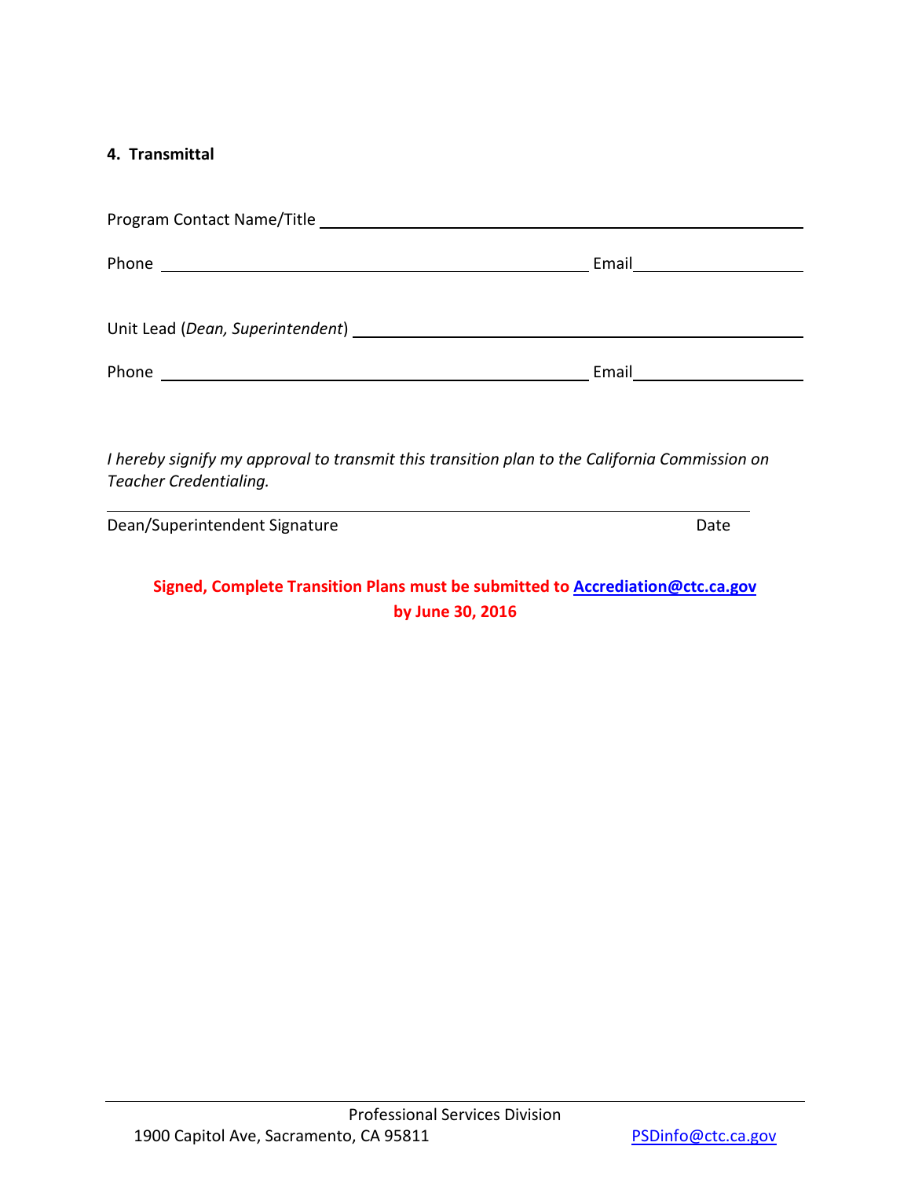**4. Transmittal**

Program Contact Name/Title ______________________________________________

Phone ______________________________________________ Email__________________

Unit Lead (*Dean, Superintendent*) ______________________________________________

Phone ______________________________________________ Email__________________

*I hereby signify my approval to transmit this transition plan to the California Commission on Teacher Credentialing.*

______________________________________________________________________

Dean/Superintendent Signature                                                                                    Date

**Signed, Complete Transition Plans must be submitted to Accrediation@ctc.ca.gov by June 30, 2016**

Professional Services Division
1900 Capitol Ave, Sacramento, CA 95811                                                    PSDinfo@ctc.ca.gov